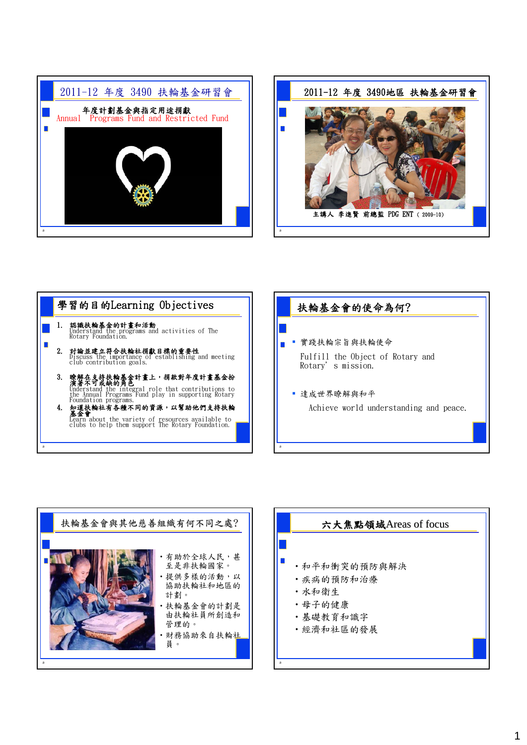## 2011-12 年度 3490 扶輪基金研習會

年度計劃基金與指定用途捐獻

Annual Programs Fund and Restricted Fund

## 2011-12 年度 3490地區 扶輪基金研習會

主講人 李進賢 前總監 PDG ENT（2009-10）

## 學習的目的Learning Objectives

1. 認識扶輪基金的計畫和活動
   Understand the programs and activities of The Rotary Foundation.
2. 討論並建立符合扶輪社捐獻目標的重要性
   Discuss the importance of establishing and meeting club contribution goals.
3. 瞭解在支持扶輪基金計畫上，捐款對年度計畫基金扮演著不可或缺的角色
   Understand the integral role that contributions to the Annual Programs Fund play in supporting Rotary Foundation programs.
4. 知道扶輪社有各種不同的資源，以幫助他們支持扶輪基金會
   Learn about the variety of resources available to clubs to help them support The Rotary Foundation.

## 扶輪基金會的使命為何?

- 實踐扶輪宗旨與扶輪使命

  Fulfill the Object of Rotary and Rotary' s mission.

- 達成世界瞭解與和平

  Achieve world understanding and peace.

## 扶輪基金會與其他慈善組織有何不同之處?

- 有助於全球人民，甚至是非扶輪國家。
- 提供多樣的活動，以協助扶輪社和地區的計劃。
- 扶輪基金會的計劃是由扶輪社員所創造和管理的。
- 財務協助來自扶輪社員。

## 六大焦點領域Areas of focus

- 和平和衝突的預防與解決
- 疾病的預防和治療
- 水和衛生
- 母子的健康
- 基礎教育和識字
- 經濟和社區的發展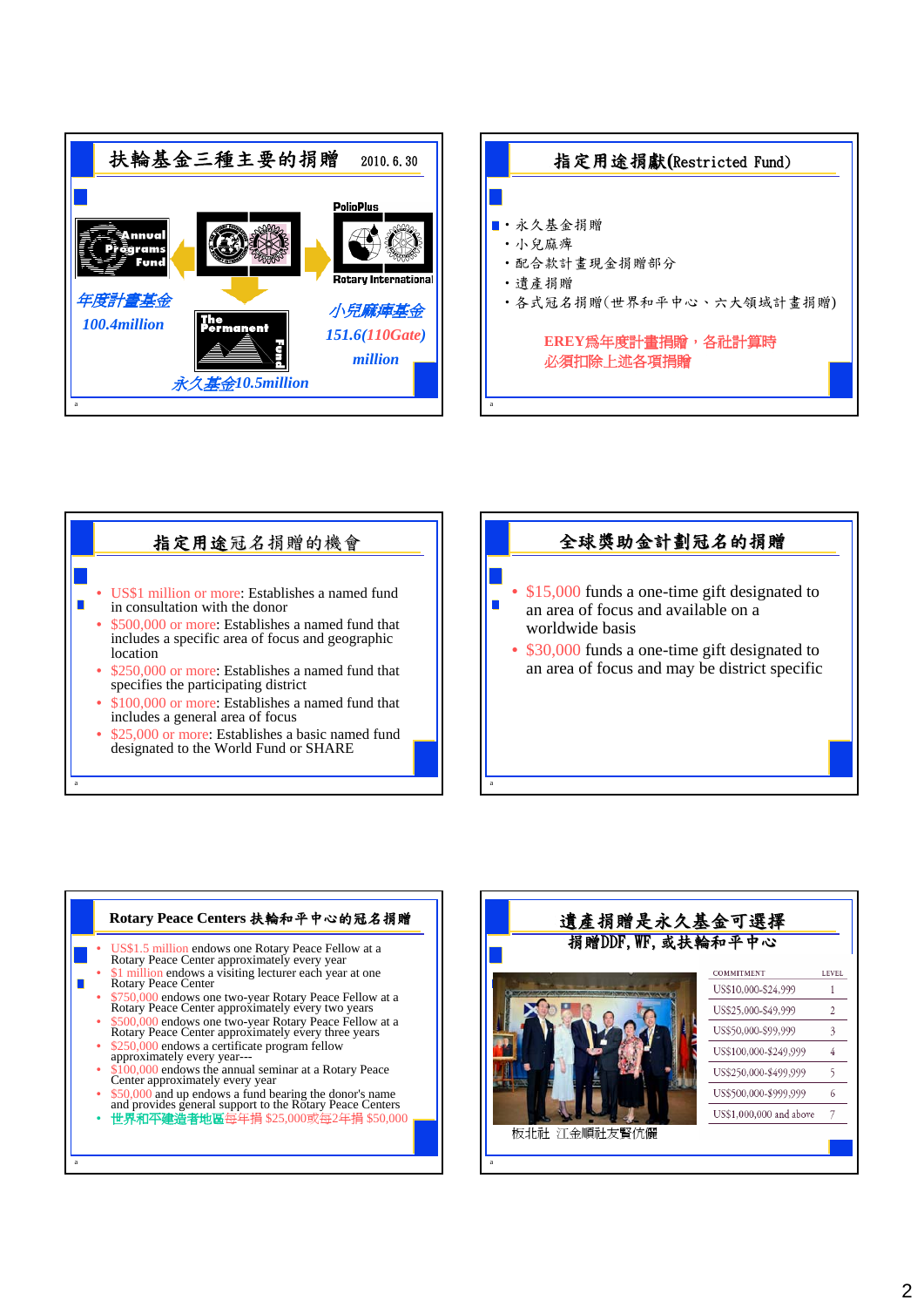## 扶輪基金三種主要的捐贈 2010. 6. 30

- 年度計畫基金 100.4million
- 小兒痲痺基金 151.6(110Gate) million
- 永久基金10.5million

## 指定用途捐獻(Restricted Fund)

- 永久基金捐贈
- 小兒痲痺
- 配合款計畫現金捐贈部分
- 遺產捐贈
- 各式冠名捐贈(世界和平中心、六大領域計畫捐贈)

EREY爲年度計畫捐贈，各社計算時必須扣除上述各項捐贈

## 指定用途冠名捐贈的機會

- US$1 million or more: Establishes a named fund in consultation with the donor
- $500,000 or more: Establishes a named fund that includes a specific area of focus and geographic location
- $250,000 or more: Establishes a named fund that specifies the participating district
- $100,000 or more: Establishes a named fund that includes a general area of focus
- $25,000 or more: Establishes a basic named fund designated to the World Fund or SHARE

## 全球獎助金計劃冠名的捐贈

- $15,000 funds a one-time gift designated to an area of focus and available on a worldwide basis
- $30,000 funds a one-time gift designated to an area of focus and may be district specific

## Rotary Peace Centers 扶輪和平中心的冠名捐贈

- US$1.5 million endows one Rotary Peace Fellow at a Rotary Peace Center approximately every year
- $1 million endows a visiting lecturer each year at one Rotary Peace Center
- $750,000 endows one two-year Rotary Peace Fellow at a Rotary Peace Center approximately every two years
- $500,000 endows one two-year Rotary Peace Fellow at a Rotary Peace Center approximately every three years
- $250,000 endows a certificate program fellow approximately every year---
- $100,000 endows the annual seminar at a Rotary Peace Center approximately every year
- $50,000 and up endows a fund bearing the donor's name and provides general support to the Rotary Peace Centers
- 世界和平建造者地區每年捐 $25,000或每2年捐 $50,000

## 遺產捐贈是永久基金可選擇 捐贈DDF, WF, 或扶輪和平中心

| COMMITMENT | LEVEL |
|---|---|
| US$10,000-$24,999 | 1 |
| US$25,000-$49,999 | 2 |
| US$50,000-$99,999 | 3 |
| US$100,000-$249,999 | 4 |
| US$250,000-$499,999 | 5 |
| US$500,000-$999,999 | 6 |
| US$1,000,000 and above | 7 |

板北社 江金順社友賢伉儷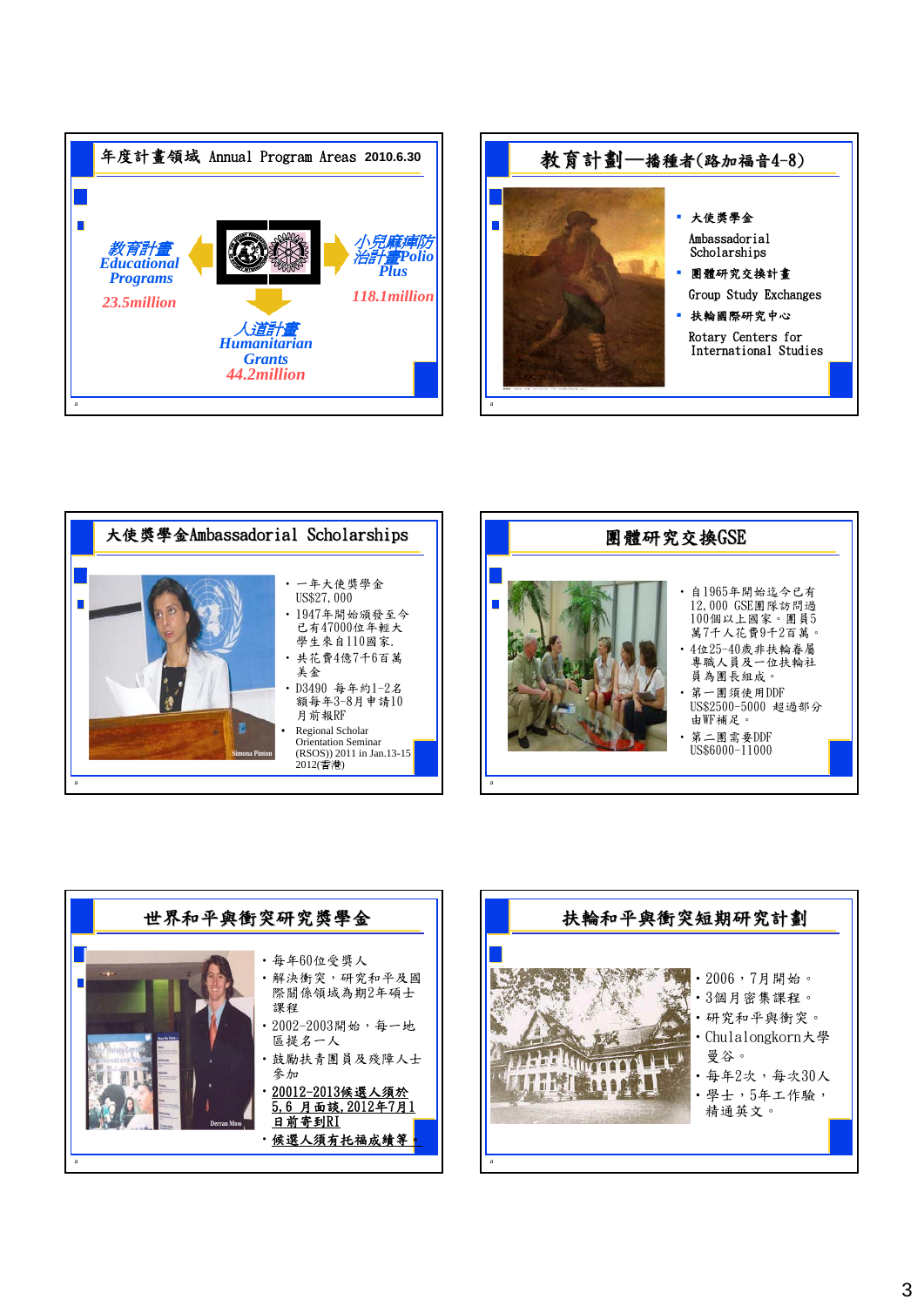## 年度計畫領域 Annual Program Areas 2010.6.30

教育計畫 Educational Programs
23.5million

小兒麻痺防治計畫Polio Plus
118.1million

人道計畫 Humanitarian Grants
44.2million

## 教育計劃—播種者(路加福音4-8)

- 大使獎學金
  Ambassadorial Scholarships
- 團體研究交換計畫
  Group Study Exchanges
- 扶輪國際研究中心
  Rotary Centers for International Studies

## 大使獎學金Ambassadorial Scholarships

- 一年大使獎學金 US$27,000
- 1947年開始頒發至今已有47000位年輕大學生來自110國家.
- 共花費4億7千6百萬美金
- D3490 每年約1-2名額每年3-8月申請10月前報RF
- Regional Scholar Orientation Seminar (RSOS)) 2011 in Jan.13-15 2012(香港)

Simona Pinton

## 團體研究交換GSE

- 自1965年開始迄今已有12,000 GSE團隊訪問過100個以上國家。團員5萬7千人花費9千2百萬。
- 4位25-40歲非扶輪眷屬專職人員及一位扶輪社員為團長組成。
- 第一團須使用DDF US$2500-5000 超過部分由WF補足。
- 第二團需要DDF US$6000-11000

## 世界和平與衝突研究獎學金

- 每年60位受獎人
- 解決衝突，研究和平及國際關係領域為期2年碩士課程
- 2002-2003開始，每一地區提名一人
- 鼓勵扶青團員及殘障人士參加
- 20012-2013候選人須於5,6 月面談,2012年7月1日前寄到RI
- 候選人須有托福成績等。

Derran Moss

## 扶輪和平與衝突短期研究計劃

- 2006，7月開始。
- 3個月密集課程。
- 研究和平與衝突。
- Chulalongkorn大學曼谷。
- 每年2次，每次30人
- 學士，5年工作經驗，精通英文。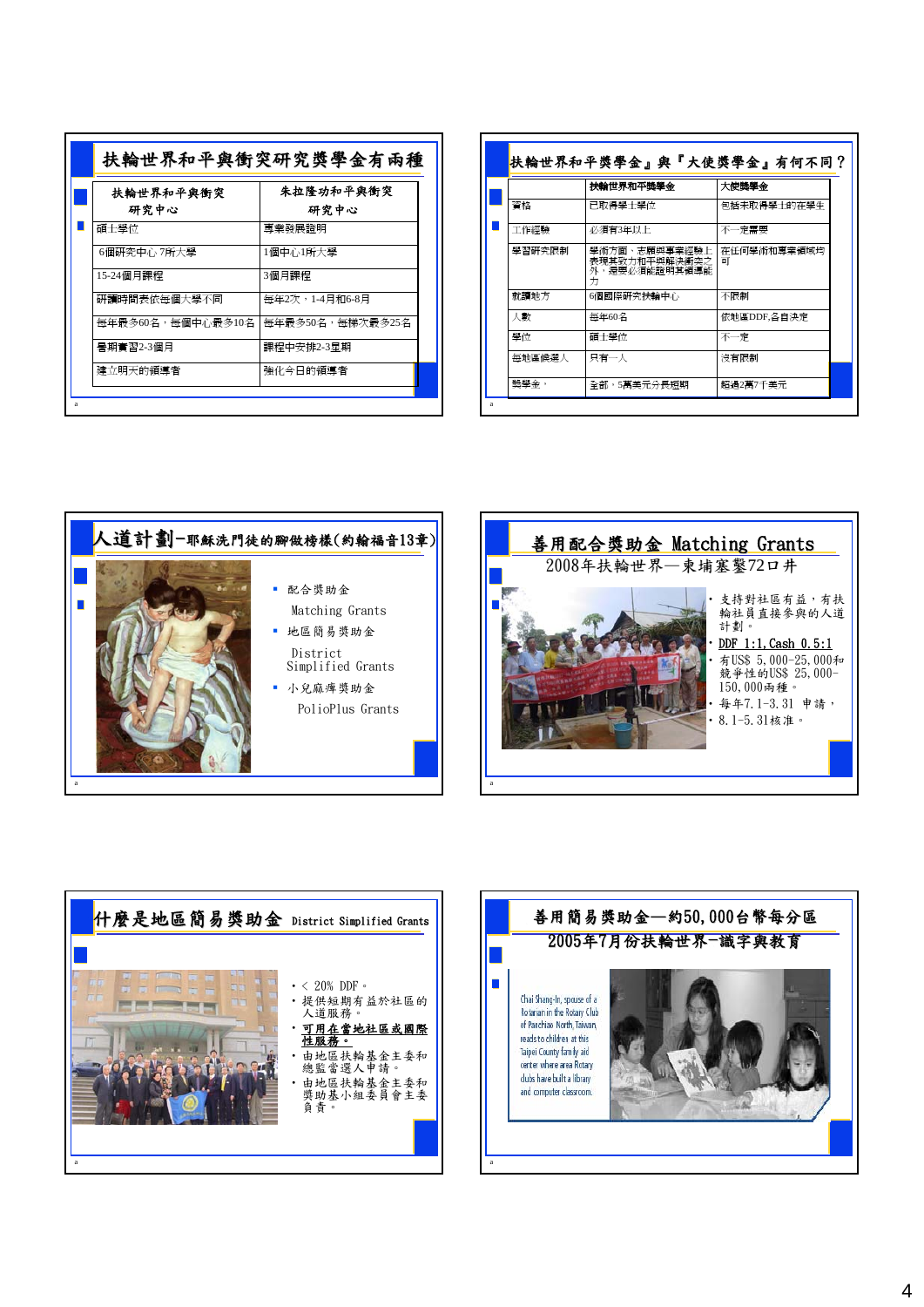## 扶輪世界和平與衝突研究獎學金有兩種

| 扶輪世界和平與衝突研究中心 | 朱拉隆功和平與衝突研究中心 |
|---|---|
| 碩士學位 | 專業發展證明 |
| 6個研究中心 7所大學 | 1個中心1所大學 |
| 15-24個月課程 | 3個月課程 |
| 研讀時間表依每個大學不同 | 每年2次，1-4月和6-8月 |
| 每年最多60名，每個中心最多10名 | 每年最多50名，每梯次最多25名 |
| 暑期實習2-3個月 | 課程中安排2-3星期 |
| 建立明天的領導者 | 強化今日的領導者 |

## 扶輪世界和平獎學金』與『大使獎學金』有何不同？

| | 扶輪世界和平獎學金 | 大使獎學金 |
|---|---|---|
| 資格 | 已取得學士學位 | 包括未取得學士的在學生 |
| 工作經驗 | 必須有3年以上 | 不一定需要 |
| 學習研究限制 | 學術方面，志願與專業經驗上表現其致力和平與解決衝突之外，還要必須能證明其領導能力 | 在任何學術和專業領域均可 |
| 就讀地方 | 6個國際研究扶輪中心 | 不限制 |
| 人數 | 每年60名 | 依地區DDF,各自決定 |
| 學位 | 碩士學位 | 不一定 |
| 每地區候選人 | 只有一人 | 沒有限制 |
| 獎學金 | 全部，5萬美元分長短期 | 超過2萬7千美元 |

## 人道計劃－耶穌洗門徒的腳做榜樣(約翰福音13章)

- 配合獎助金 Matching Grants
- 地區簡易獎助金 District Simplified Grants
- 小兒麻痺獎助金 PolioPlus Grants

## 善用配合獎助金 Matching Grants

2008年扶輪世界—柬埔寨鑿72口井

- 支持對社區有益，有扶輪社員直接參與的人道計劃。
- DDF 1:1, Cash 0.5:1
- 有US$ 5,000-25,000和競爭性的US$ 25,000-150,000兩種。
- 每年7.1-3.31 申請，
- 8.1-5.31核准。

## 什麼是地區簡易獎助金 District Simplified Grants

- < 20% DDF。
- 提供短期有益於社區的人道服務。
- **可用在當地社區或國際性服務。**
- 由地區扶輪基金主委和總監當選人申請。
- 由地區扶輪基金主委和獎助基小組委員會主委負責。

## 善用簡易獎助金—約50,000台幣每分區

2005年7月份扶輪世界-識字與教育

Chai Shang-In, spouse of a Rotarian in the Rotary Club of Panchiao North, Taiwan, reads to children at this Taipei County family aid center where area Rotary clubs have built a library and computer classroom.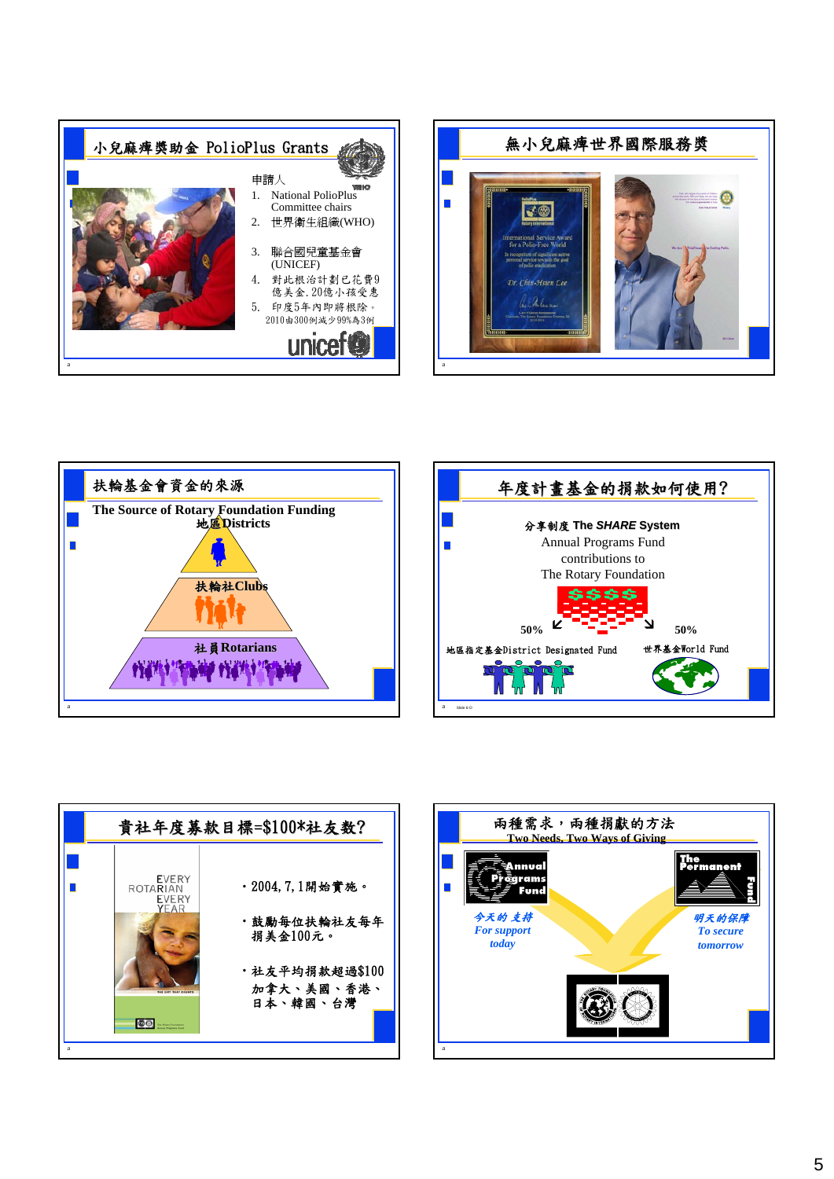## 小兒麻痺獎助金 PolioPlus Grants

申請人

1. National PolioPlus Committee chairs
2. 世界衛生組織(WHO)
3. 聯合國兒童基金會 (UNICEF)
4. 對此根治計劃已花費9億美金, 20億小孩受惠
5. 印度5年內即將根除。2010由300例減少99%為3例

unicef

## 無小兒麻痺世界國際服務獎

International Service Award for a Polio-Free World

Dr. Chin-Hsuen Lee

## 扶輪基金會資金的來源

The Source of Rotary Foundation Funding

- 地區Districts
- 扶輪社Clubs
- 社員Rotarians

## 年度計畫基金的捐款如何使用?

分享制度 The *SHARE* System

Annual Programs Fund contributions to The Rotary Foundation

$$$$

50% — 地區指定基金District Designated Fund

50% — 世界基金World Fund

## 貴社年度募款目標=$100*社友數?

EVERY ROTARIAN EVERY YEAR

- 2004, 7, 1開始實施。
- 鼓勵每位扶輪社友每年捐美金100元。
- 社友平均捐款超過$100 加拿大、美國、香港、日本、韓國、台灣

## 兩種需求，兩種捐獻的方法

Two Needs, Two Ways of Giving

Annual Programs Fund — 今天的支持 *For support today*

The Permanent Fund — 明天的保障 *To secure tomorrow*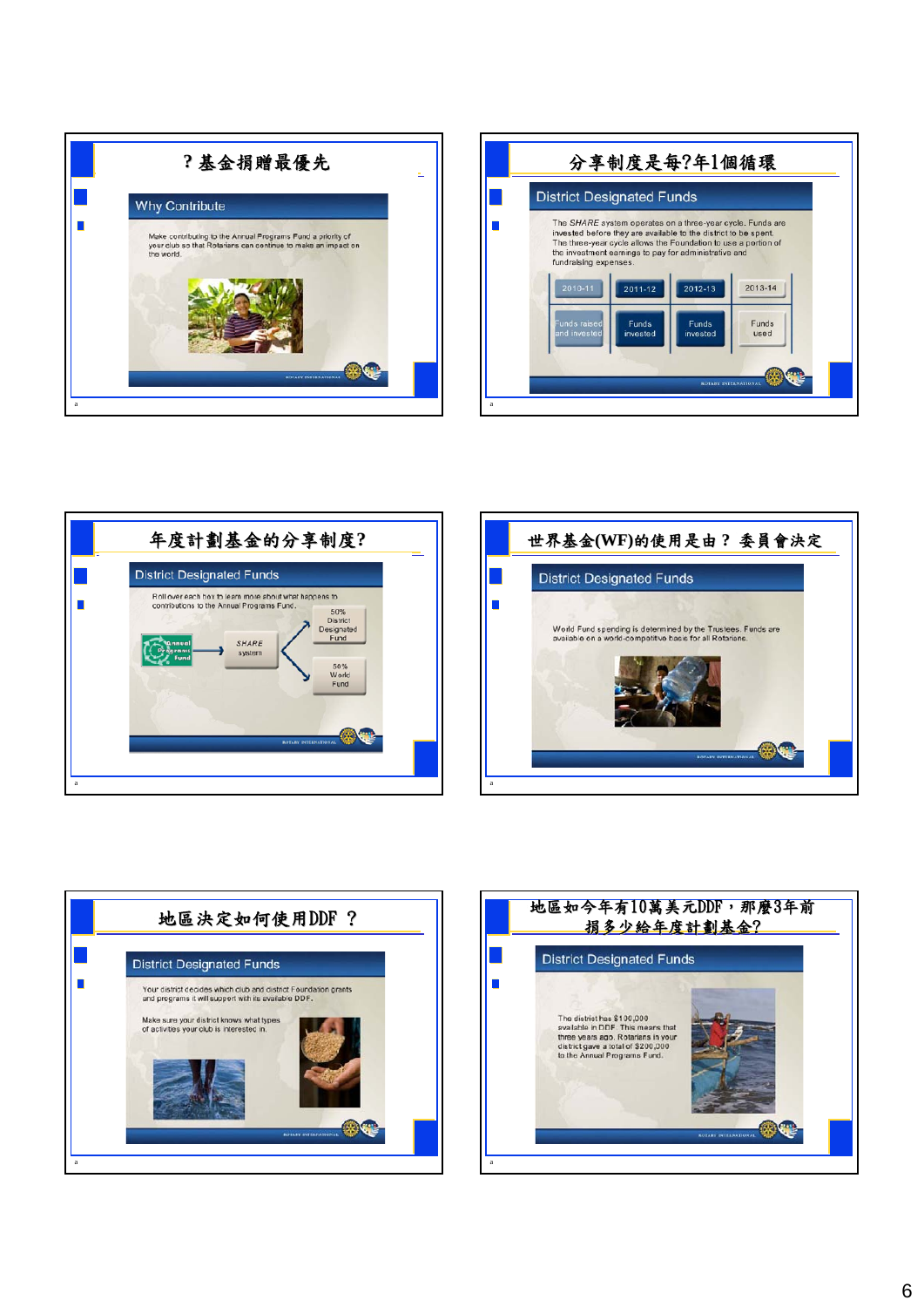## ？基金捐贈最優先

**Why Contribute**

Make contributing to the Annual Programs Fund a priority of your club so that Rotarians can continue to make an impact on the world.

## 分享制度是每?年1個循環

**District Designated Funds**

The *SHARE* system operates on a three-year cycle. Funds are invested before they are available to the district to be spent. The three-year cycle allows the Foundation to use a portion of the investment earnings to pay for administrative and fundraising expenses.

| 2010-11 | 2011-12 | 2012-13 | 2013-14 |
|---|---|---|---|
| Funds raised and invested | Funds invested | Funds invested | Funds used |

## 年度計劃基金的分享制度?

**District Designated Funds**

Roll over each box to learn more about what happens to contributions to the Annual Programs Fund.

Annual Programs Fund → SHARE system → 50% District Designated Fund / 50% World Fund

## 世界基金(WF)的使用是由？ 委員會決定

**District Designated Funds**

World Fund spending is determined by the Trustees. Funds are available on a world-competitive basis for all Rotarians.

## 地區決定如何使用DDF ？

**District Designated Funds**

Your district decides which club and district Foundation grants and programs it will support with its available DDF.

Make sure your district knows what types of activities your club is interested in.

## 地區如今年有10萬美元DDF，那麼3年前捐多少給年度計劃基金?

**District Designated Funds**

The district has $100,000 available in DDF. This means that three years ago, Rotarians in your district gave a total of $200,000 to the Annual Programs Fund.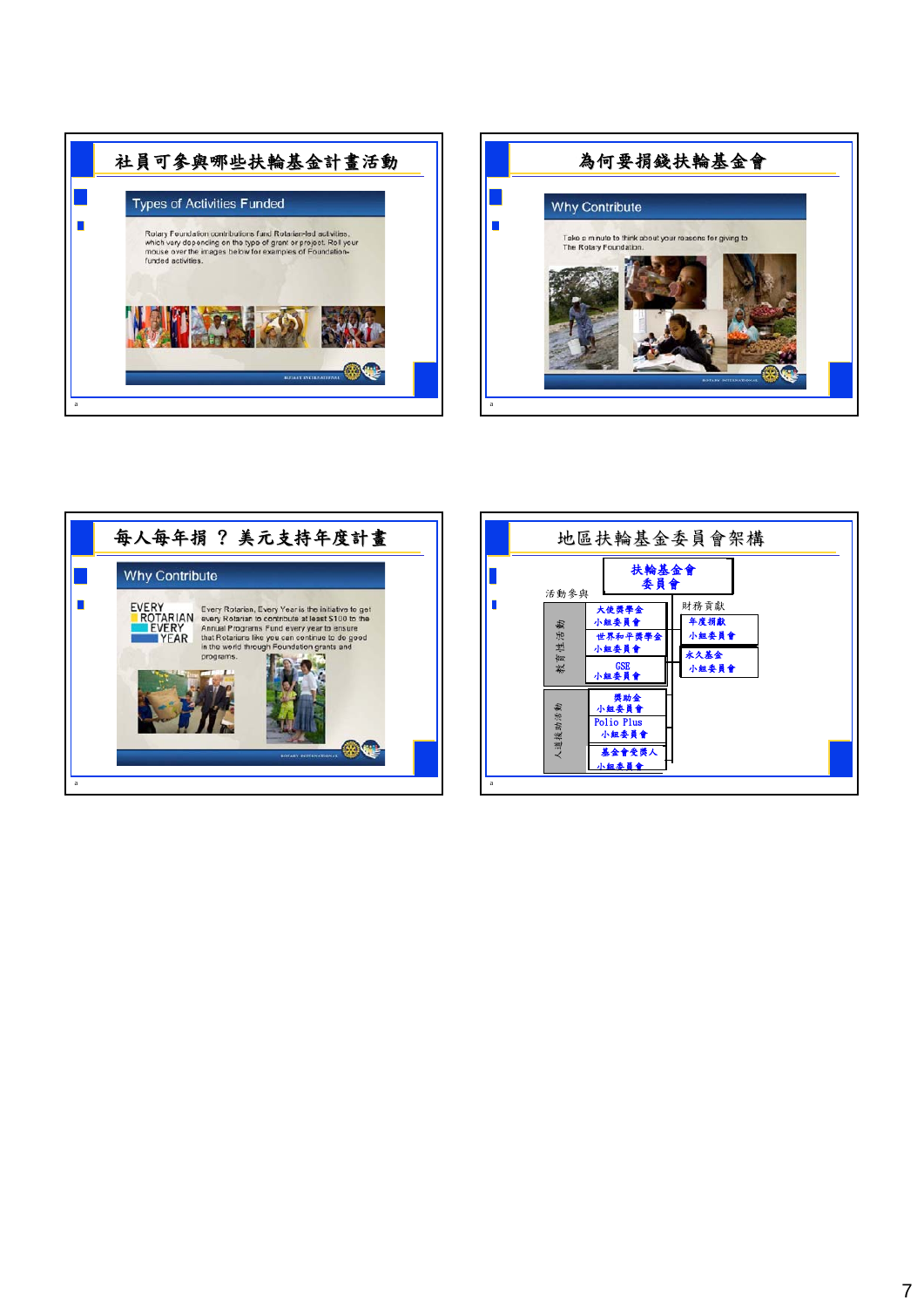## 社員可參與哪些扶輪基金計畫活動

Types of Activities Funded

Rotary Foundation contributions fund Rotarian-led activities, which vary depending on the type of grant or project. Roll your mouse over the images below for examples of Foundation-funded activities.

## 為何要捐錢扶輪基金會

Why Contribute

Take a minute to think about your reasons for giving to The Rotary Foundation.

## 每人每年捐 ? 美元支持年度計畫

Why Contribute

EVERY ROTARIAN EVERY YEAR

Every Rotarian, Every Year is the initiative to get every Rotarian to contribute at least $100 to the Annual Programs Fund every year to ensure that Rotarians like you can continue to do good in the world through Foundation grants and programs.

## 地區扶輪基金委員會架構

扶輪基金會委員會

活動參與

- 教育性活動
  - 大使獎學金小組委員會
  - 世界和平獎學金小組委員會
  - GSE小組委員會
- 人道援助活動
  - 獎助金小組委員會
  - Polio Plus小組委員會
  - 基金會受獎人小組委員會

財務貢獻

- 年度捐獻小組委員會
- 永久基金小組委員會